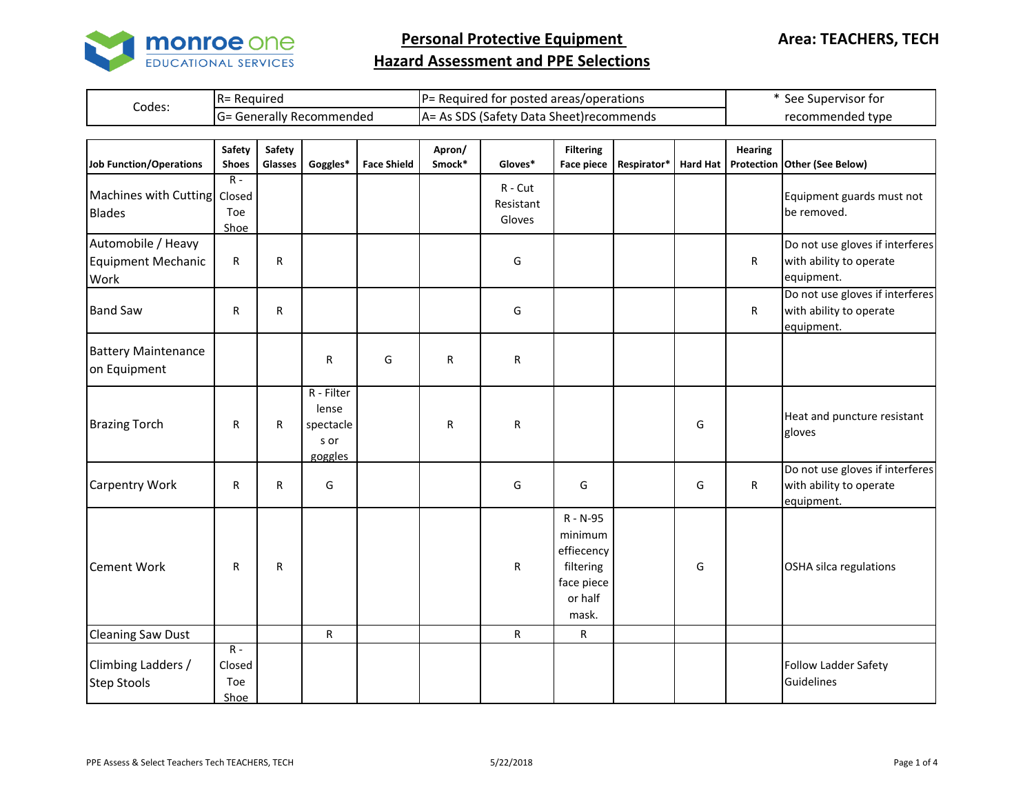# Personal Protective Equipment Hazard Assessment and PPE Selections

**Area: TEACHERS, TECH**

| Codes: | R= Required | P= Required for posted areas/operations | * See Supervisor for recommended type |
|---|---|---|---|
| | G= Generally Recommended | A= As SDS (Safety Data Sheet)recommends | |

| Job Function/Operations | Safety Shoes | Safety Glasses | Goggles* | Face Shield | Apron/ Smock* | Gloves* | Filtering Face piece | Respirator* | Hard Hat | Hearing Protection | Other (See Below) |
|---|---|---|---|---|---|---|---|---|---|---|---|
| Machines with Cutting Blades | R - Closed Toe Shoe | | | | | R - Cut Resistant Gloves | | | | | Equipment guards must not be removed. |
| Automobile / Heavy Equipment Mechanic Work | R | R | | | | G | | | | R | Do not use gloves if interferes with ability to operate equipment. |
| Band Saw | R | R | | | | G | | | | R | Do not use gloves if interferes with ability to operate equipment. |
| Battery Maintenance on Equipment | | | R | G | R | R | | | | | |
| Brazing Torch | R | R | R - Filter lense spectacles or goggles | | R | R | | | G | | Heat and puncture resistant gloves |
| Carpentry Work | R | R | G | | | G | G | | G | R | Do not use gloves if interferes with ability to operate equipment. |
| Cement Work | R | R | | | | R | R - N-95 minimum effiecency filtering face piece or half mask. | | G | | OSHA silca regulations |
| Cleaning Saw Dust | | | R | | | R | R | | | | |
| Climbing Ladders / Step Stools | R - Closed Toe Shoe | | | | | | | | | | Follow Ladder Safety Guidelines |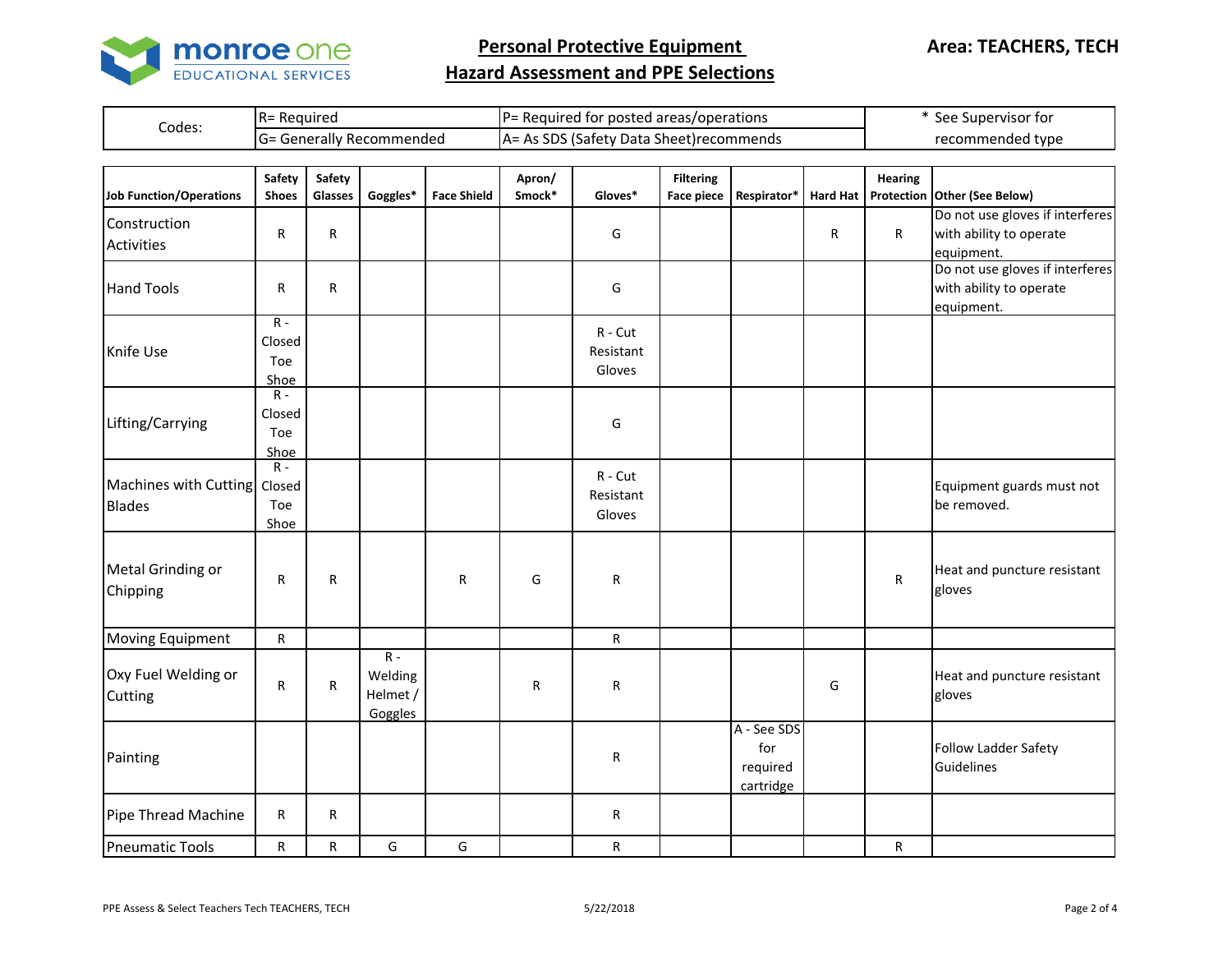# Personal Protective Equipment
## Hazard Assessment and PPE Selections

**Area: TEACHERS, TECH**

| Codes: | R= Required | P= Required for posted areas/operations | * See Supervisor for recommended type |
|---|---|---|---|
| | G= Generally Recommended | A= As SDS (Safety Data Sheet)recommends | |

| Job Function/Operations | Safety Shoes | Safety Glasses | Goggles* | Face Shield | Apron/ Smock* | Gloves* | Filtering Face piece | Respirator* | Hard Hat | Hearing Protection | Other (See Below) |
|---|---|---|---|---|---|---|---|---|---|---|---|
| Construction Activities | R | R | | | | G | | | R | R | Do not use gloves if interferes with ability to operate equipment. |
| Hand Tools | R | R | | | | G | | | | | Do not use gloves if interferes with ability to operate equipment. |
| Knife Use | R - Closed Toe Shoe | | | | | R - Cut Resistant Gloves | | | | | |
| Lifting/Carrying | R - Closed Toe Shoe | | | | | G | | | | | |
| Machines with Cutting Blades | R - Closed Toe Shoe | | | | | R - Cut Resistant Gloves | | | | | Equipment guards must not be removed. |
| Metal Grinding or Chipping | R | R | | R | G | R | | | | R | Heat and puncture resistant gloves |
| Moving Equipment | R | | | | | R | | | | | |
| Oxy Fuel Welding or Cutting | R | R | R - Welding Helmet / Goggles | | R | R | | | G | | Heat and puncture resistant gloves |
| Painting | | | | | | R | | A - See SDS for required cartridge | | | Follow Ladder Safety Guidelines |
| Pipe Thread Machine | R | R | | | | R | | | | | |
| Pneumatic Tools | R | R | G | G | | R | | | | R | |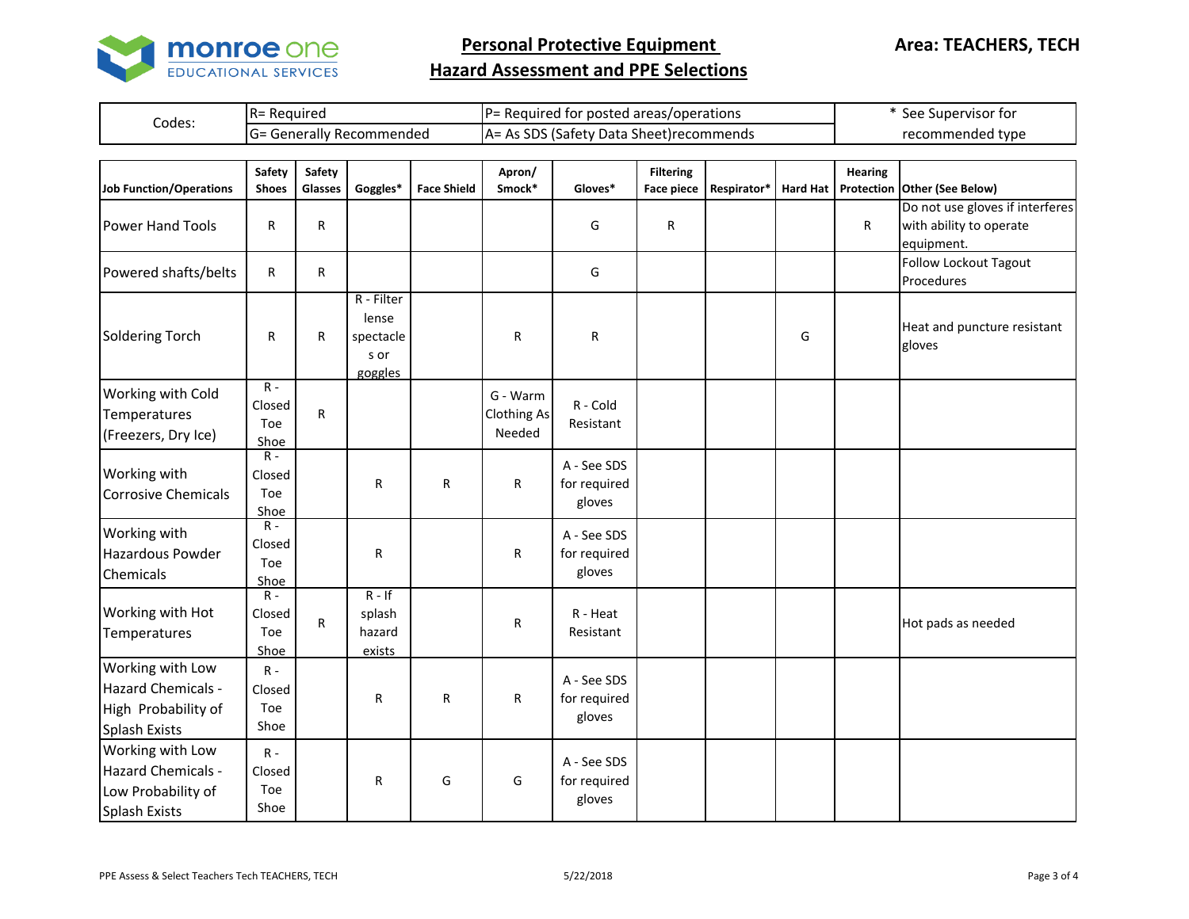# Personal Protective Equipment
## Hazard Assessment and PPE Selections

**Area: TEACHERS, TECH**

| Codes: | R= Required | P= Required for posted areas/operations | * See Supervisor for recommended type |
|---|---|---|---|
| | G= Generally Recommended | A= As SDS (Safety Data Sheet)recommends | |

| Job Function/Operations | Safety Shoes | Safety Glasses | Goggles* | Face Shield | Apron/ Smock* | Gloves* | Filtering Face piece | Respirator* | Hard Hat | Hearing Protection | Other (See Below) |
|---|---|---|---|---|---|---|---|---|---|---|---|
| Power Hand Tools | R | R | | | | G | R | | | R | Do not use gloves if interferes with ability to operate equipment. |
| Powered shafts/belts | R | R | | | | G | | | | | Follow Lockout Tagout Procedures |
| Soldering Torch | R | R | R - Filter lense spectacles or goggles | | R | R | | | G | | Heat and puncture resistant gloves |
| Working with Cold Temperatures (Freezers, Dry Ice) | R - Closed Toe Shoe | R | | | G - Warm Clothing As Needed | R - Cold Resistant | | | | | |
| Working with Corrosive Chemicals | R - Closed Toe Shoe | | R | R | R | A - See SDS for required gloves | | | | | |
| Working with Hazardous Powder Chemicals | R - Closed Toe Shoe | | R | | R | A - See SDS for required gloves | | | | | |
| Working with Hot Temperatures | R - Closed Toe Shoe | R | R - If splash hazard exists | | R | R - Heat Resistant | | | | | Hot pads as needed |
| Working with Low Hazard Chemicals - High Probability of Splash Exists | R - Closed Toe Shoe | | R | R | R | A - See SDS for required gloves | | | | | |
| Working with Low Hazard Chemicals - Low Probability of Splash Exists | R - Closed Toe Shoe | | R | G | G | A - See SDS for required gloves | | | | | |

PPE Assess & Select Teachers Tech TEACHERS, TECH 5/22/2018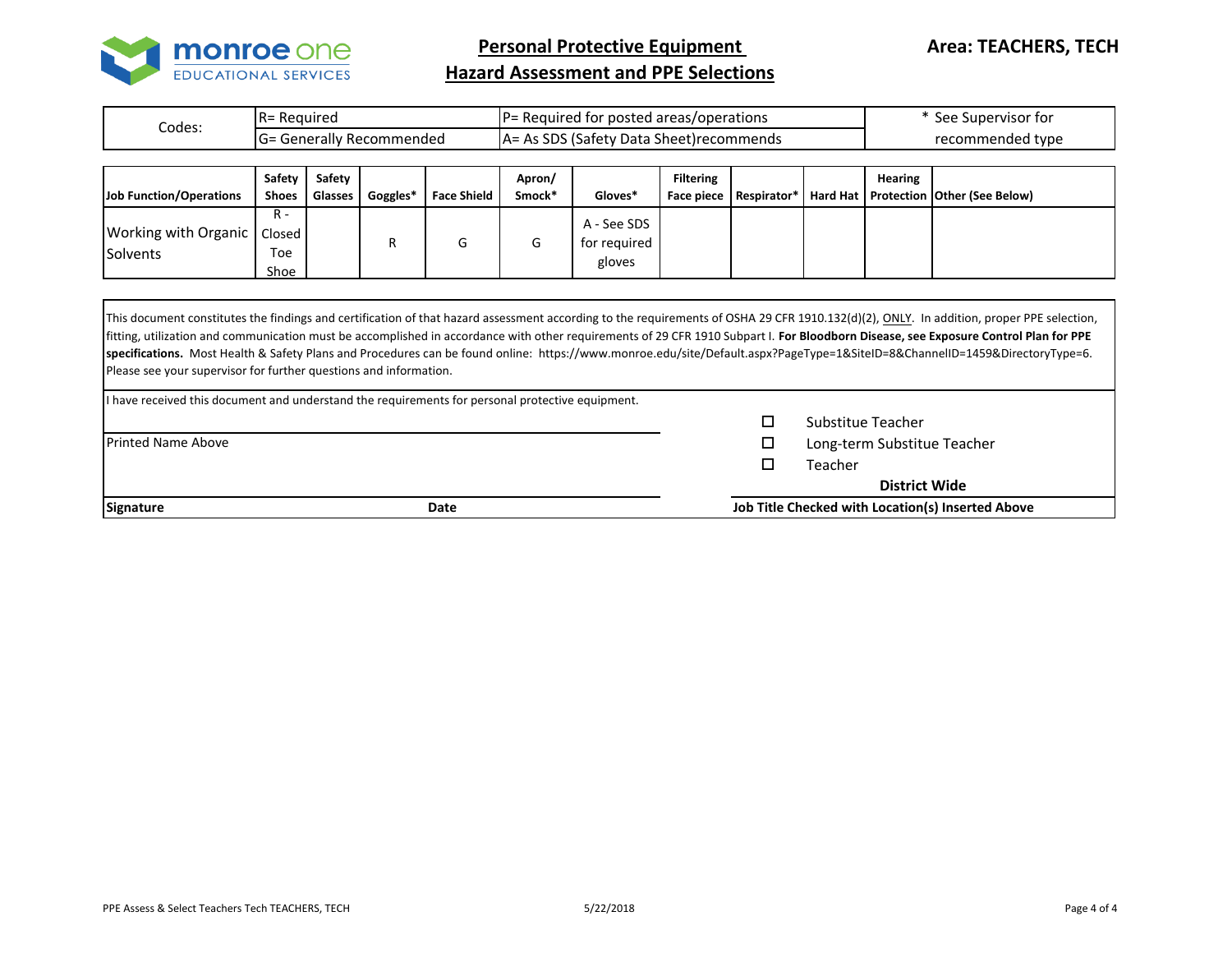monroe one EDUCATIONAL SERVICES

# Personal Protective Equipment Hazard Assessment and PPE Selections

**Area: TEACHERS, TECH**

| Codes: | R= Required | P= Required for posted areas/operations | * See Supervisor for recommended type |
|---|---|---|---|
| | G= Generally Recommended | A= As SDS (Safety Data Sheet)recommends | |

| Job Function/Operations | Safety Shoes | Safety Glasses | Goggles* | Face Shield | Apron/ Smock* | Gloves* | Filtering Face piece | Respirator* | Hard Hat | Hearing Protection | Other (See Below) |
|---|---|---|---|---|---|---|---|---|---|---|---|
| Working with Organic Solvents | R - Closed Toe Shoe | | R | G | G | A - See SDS for required gloves | | | | | |

This document constitutes the findings and certification of that hazard assessment according to the requirements of OSHA 29 CFR 1910.132(d)(2), ONLY. In addition, proper PPE selection, fitting, utilization and communication must be accomplished in accordance with other requirements of 29 CFR 1910 Subpart I. **For Bloodborn Disease, see Exposure Control Plan for PPE specifications.** Most Health & Safety Plans and Procedures can be found online: https://www.monroe.edu/site/Default.aspx?PageType=1&SiteID=8&ChannelID=1459&DirectoryType=6. Please see your supervisor for further questions and information.

I have received this document and understand the requirements for personal protective equipment.

Printed Name Above

**Signature** **Date**

- ☐ Substitue Teacher
- ☐ Long-term Substitue Teacher
- ☐ Teacher

**District Wide**

**Job Title Checked with Location(s) Inserted Above**

PPE Assess & Select Teachers Tech TEACHERS, TECH 5/22/2018